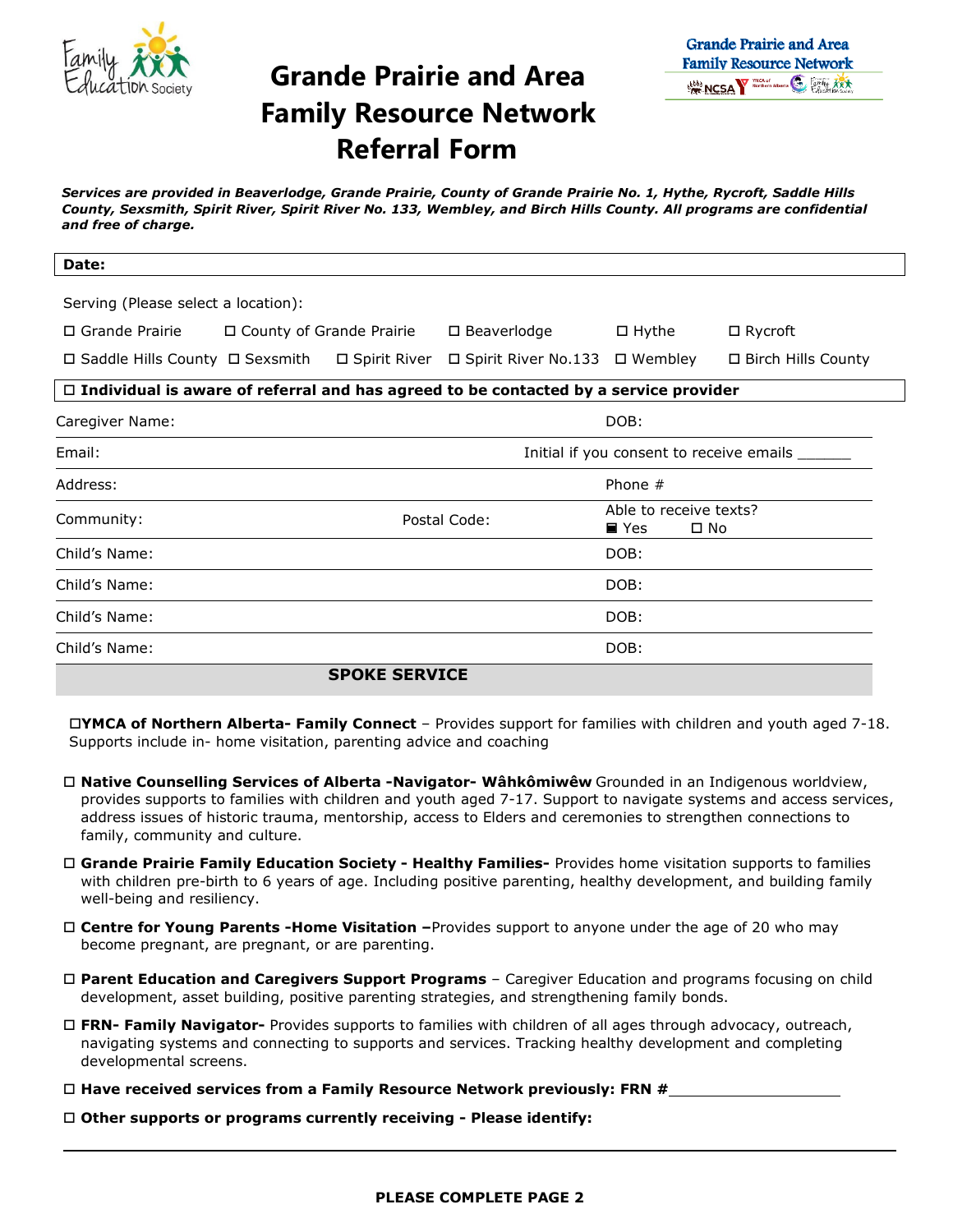# Grande Prairie and Area Family Resource Network Referral Form

***Services are provided in Beaverlodge, Grande Prairie, County of Grande Prairie No. 1, Hythe, Rycroft, Saddle Hills County, Sexsmith, Spirit River, Spirit River No. 133, Wembley, and Birch Hills County. All programs are confidential and free of charge.***

**Date:**

Serving (Please select a location):

☐ Grande Prairie ☐ County of Grande Prairie ☐ Beaverlodge ☐ Hythe ☐ Rycroft

☐ Saddle Hills County ☐ Sexsmith ☐ Spirit River ☐ Spirit River No.133 ☐ Wembley ☐ Birch Hills County

☐ **Individual is aware of referral and has agreed to be contacted by a service provider**

| | | |
|---|---|---|
| Caregiver Name: | | DOB: |
| Email: | | Initial if you consent to receive emails ______ |
| Address: | | Phone # |
| Community: | Postal Code: | Able to receive texts? ■ Yes ☐ No |
| Child's Name: | | DOB: |
| Child's Name: | | DOB: |
| Child's Name: | | DOB: |
| Child's Name: | | DOB: |

## SPOKE SERVICE

☐ **YMCA of Northern Alberta- Family Connect** – Provides support for families with children and youth aged 7-18. Supports include in- home visitation, parenting advice and coaching

☐ **Native Counselling Services of Alberta -Navigator- Wâhkômiwêw** Grounded in an Indigenous worldview, provides supports to families with children and youth aged 7-17. Support to navigate systems and access services, address issues of historic trauma, mentorship, access to Elders and ceremonies to strengthen connections to family, community and culture.

☐ **Grande Prairie Family Education Society - Healthy Families-** Provides home visitation supports to families with children pre-birth to 6 years of age. Including positive parenting, healthy development, and building family well-being and resiliency.

☐ **Centre for Young Parents -Home Visitation –** Provides support to anyone under the age of 20 who may become pregnant, are pregnant, or are parenting.

☐ **Parent Education and Caregivers Support Programs** – Caregiver Education and programs focusing on child development, asset building, positive parenting strategies, and strengthening family bonds.

☐ **FRN- Family Navigator-** Provides supports to families with children of all ages through advocacy, outreach, navigating systems and connecting to supports and services. Tracking healthy development and completing developmental screens.

☐ **Have received services from a Family Resource Network previously: FRN #**____________________

☐ **Other supports or programs currently receiving - Please identify:**

______________________________________________________________________

**PLEASE COMPLETE PAGE 2**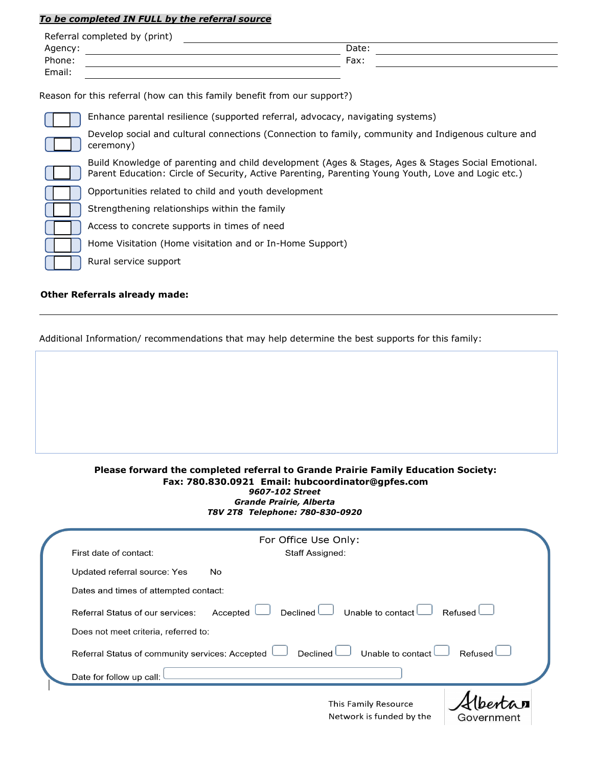***To be completed IN FULL by the referral source***

Referral completed by (print) ______________________

Agency: ______________________ Date: ______________________

Phone: ______________________ Fax: ______________________

Email: ______________________

Reason for this referral (how can this family benefit from our support?)

- ☐ Enhance parental resilience (supported referral, advocacy, navigating systems)
- ☐ Develop social and cultural connections (Connection to family, community and Indigenous culture and ceremony)
- ☐ Build Knowledge of parenting and child development (Ages & Stages, Ages & Stages Social Emotional. Parent Education: Circle of Security, Active Parenting, Parenting Young Youth, Love and Logic etc.)
- ☐ Opportunities related to child and youth development
- ☐ Strengthening relationships within the family
- ☐ Access to concrete supports in times of need
- ☐ Home Visitation (Home visitation and or In-Home Support)
- ☐ Rural service support

**Other Referrals already made:**

______________________

Additional Information/ recommendations that may help determine the best supports for this family:

**Please forward the completed referral to Grande Prairie Family Education Society:**
**Fax: 780.830.0921 Email: hubcoordinator@gpfes.com**
***9607-102 Street***
***Grande Prairie, Alberta***
***T8V 2T8 Telephone: 780-830-0920***

For Office Use Only:

First date of contact: Staff Assigned:

Updated referral source: Yes No

Dates and times of attempted contact:

Referral Status of our services: Accepted ☐ Declined ☐ Unable to contact ☐ Refused ☐

Does not meet criteria, referred to:

Referral Status of community services: Accepted ☐ Declined ☐ Unable to contact ☐ Refused ☐

Date for follow up call: ______________________

This Family Resource Network is funded by the Alberta Government